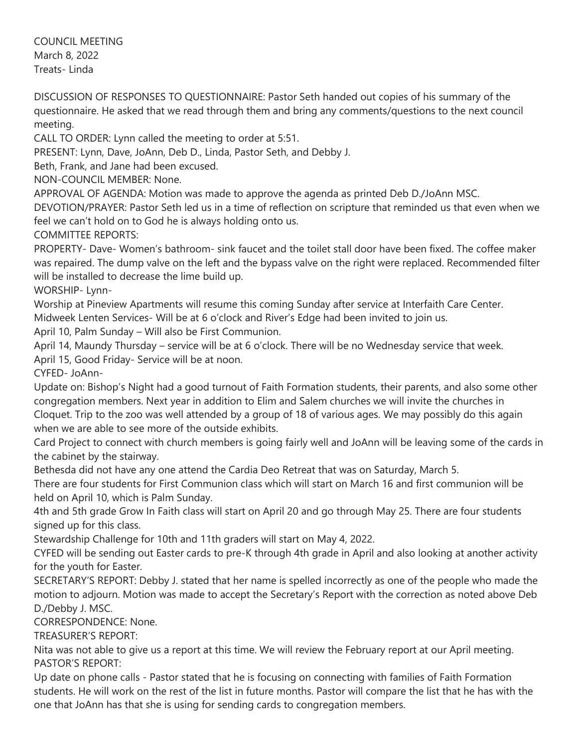COUNCIL MEETING
March 8, 2022
Treats- Linda

DISCUSSION OF RESPONSES TO QUESTIONNAIRE: Pastor Seth handed out copies of his summary of the questionnaire. He asked that we read through them and bring any comments/questions to the next council meeting.

CALL TO ORDER: Lynn called the meeting to order at 5:51.

PRESENT: Lynn, Dave, JoAnn, Deb D., Linda, Pastor Seth, and Debby J.

Beth, Frank, and Jane had been excused.

NON-COUNCIL MEMBER: None.

APPROVAL OF AGENDA: Motion was made to approve the agenda as printed Deb D./JoAnn MSC.

DEVOTION/PRAYER: Pastor Seth led us in a time of reflection on scripture that reminded us that even when we feel we can't hold on to God he is always holding onto us.

COMMITTEE REPORTS:

PROPERTY- Dave- Women's bathroom- sink faucet and the toilet stall door have been fixed. The coffee maker was repaired. The dump valve on the left and the bypass valve on the right were replaced. Recommended filter will be installed to decrease the lime build up.

WORSHIP- Lynn-

Worship at Pineview Apartments will resume this coming Sunday after service at Interfaith Care Center.

Midweek Lenten Services- Will be at 6 o'clock and River's Edge had been invited to join us.

April 10, Palm Sunday – Will also be First Communion.

April 14, Maundy Thursday – service will be at 6 o'clock. There will be no Wednesday service that week.

April 15, Good Friday- Service will be at noon.

CYFED- JoAnn-

Update on: Bishop's Night had a good turnout of Faith Formation students, their parents, and also some other congregation members. Next year in addition to Elim and Salem churches we will invite the churches in Cloquet. Trip to the zoo was well attended by a group of 18 of various ages. We may possibly do this again when we are able to see more of the outside exhibits.

Card Project to connect with church members is going fairly well and JoAnn will be leaving some of the cards in the cabinet by the stairway.

Bethesda did not have any one attend the Cardia Deo Retreat that was on Saturday, March 5.

There are four students for First Communion class which will start on March 16 and first communion will be held on April 10, which is Palm Sunday.

4th and 5th grade Grow In Faith class will start on April 20 and go through May 25. There are four students signed up for this class.

Stewardship Challenge for 10th and 11th graders will start on May 4, 2022.

CYFED will be sending out Easter cards to pre-K through 4th grade in April and also looking at another activity for the youth for Easter.

SECRETARY'S REPORT: Debby J. stated that her name is spelled incorrectly as one of the people who made the motion to adjourn. Motion was made to accept the Secretary's Report with the correction as noted above Deb D./Debby J. MSC.

CORRESPONDENCE: None.

TREASURER'S REPORT:

Nita was not able to give us a report at this time. We will review the February report at our April meeting.

PASTOR'S REPORT:

Up date on phone calls - Pastor stated that he is focusing on connecting with families of Faith Formation students. He will work on the rest of the list in future months. Pastor will compare the list that he has with the one that JoAnn has that she is using for sending cards to congregation members.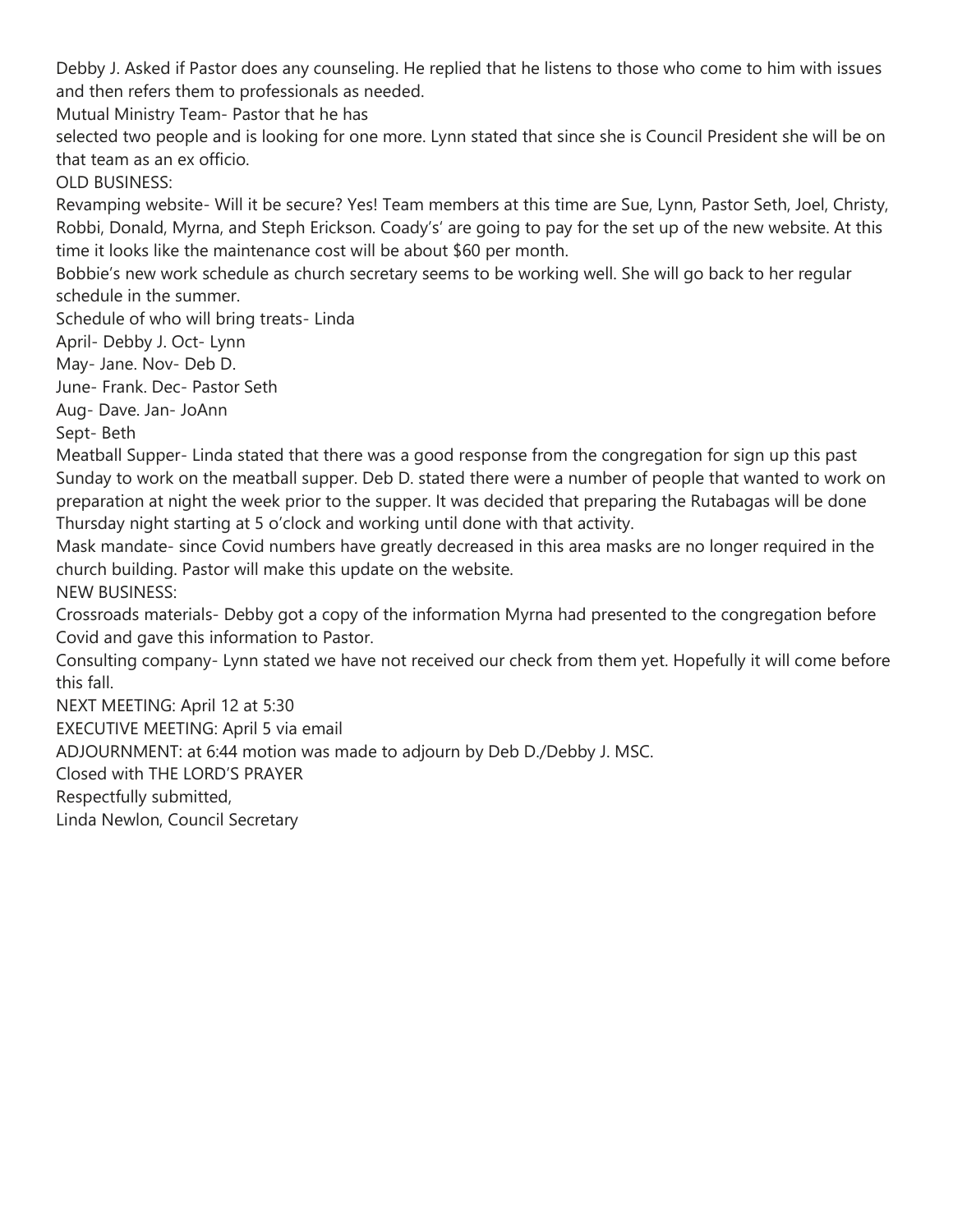Debby J. Asked if Pastor does any counseling. He replied that he listens to those who come to him with issues and then refers them to professionals as needed.

Mutual Ministry Team- Pastor that he has selected two people and is looking for one more. Lynn stated that since she is Council President she will be on that team as an ex officio.

OLD BUSINESS:

Revamping website- Will it be secure? Yes! Team members at this time are Sue, Lynn, Pastor Seth, Joel, Christy, Robbi, Donald, Myrna, and Steph Erickson. Coady's' are going to pay for the set up of the new website. At this time it looks like the maintenance cost will be about $60 per month.

Bobbie's new work schedule as church secretary seems to be working well. She will go back to her regular schedule in the summer.

Schedule of who will bring treats- Linda

April- Debby J. Oct- Lynn

May- Jane. Nov- Deb D.

June- Frank. Dec- Pastor Seth

Aug- Dave. Jan- JoAnn

Sept- Beth

Meatball Supper- Linda stated that there was a good response from the congregation for sign up this past Sunday to work on the meatball supper. Deb D. stated there were a number of people that wanted to work on preparation at night the week prior to the supper. It was decided that preparing the Rutabagas will be done Thursday night starting at 5 o'clock and working until done with that activity.

Mask mandate- since Covid numbers have greatly decreased in this area masks are no longer required in the church building. Pastor will make this update on the website.

NEW BUSINESS:

Crossroads materials- Debby got a copy of the information Myrna had presented to the congregation before Covid and gave this information to Pastor.

Consulting company- Lynn stated we have not received our check from them yet. Hopefully it will come before this fall.

NEXT MEETING: April 12 at 5:30

EXECUTIVE MEETING: April 5 via email

ADJOURNMENT: at 6:44 motion was made to adjourn by Deb D./Debby J. MSC.

Closed with THE LORD'S PRAYER

Respectfully submitted,

Linda Newlon, Council Secretary